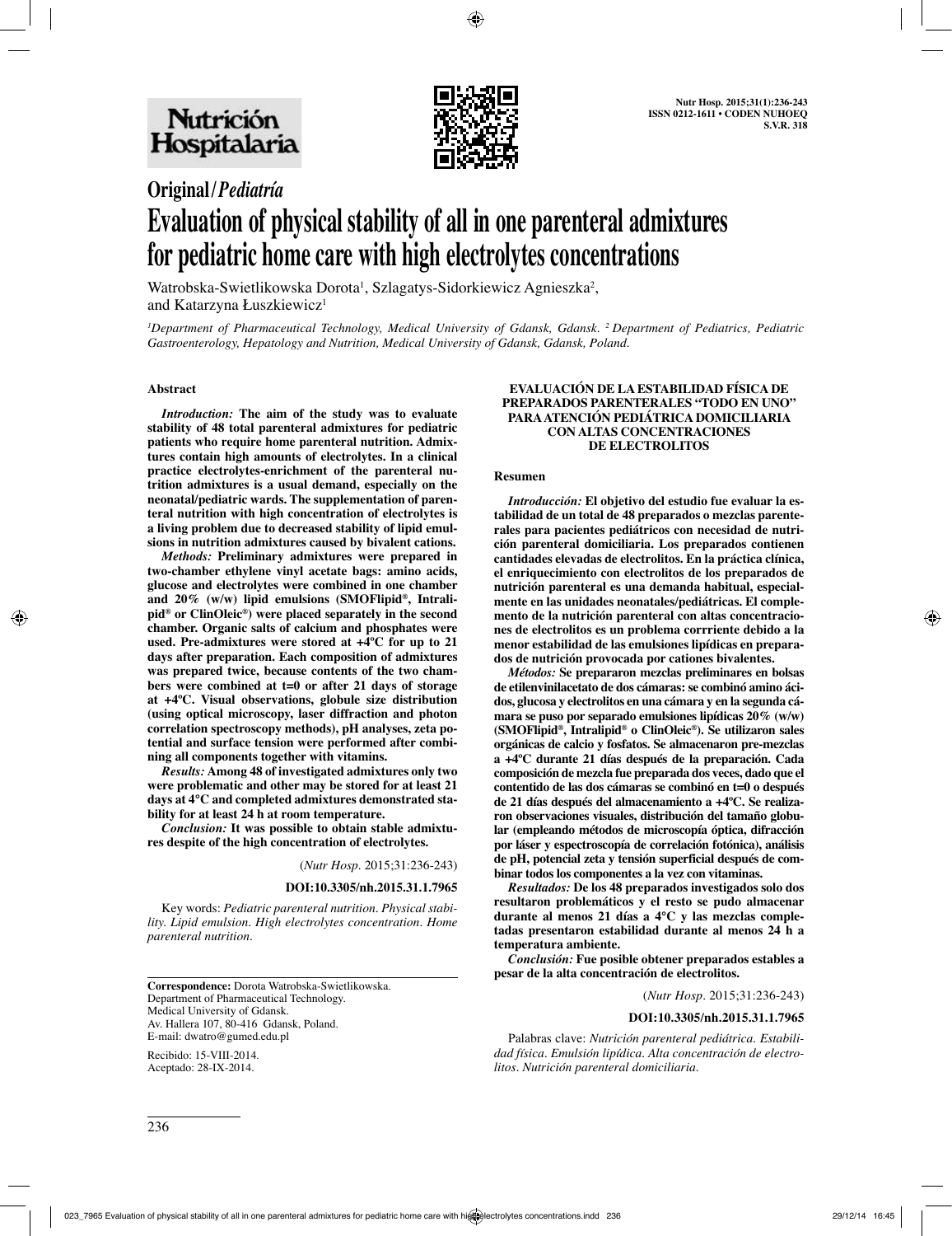**Original / *Pediatría***

# Evaluation of physical stability of all in one parenteral admixtures for pediatric home care with high electrolytes concentrations

Watrobska-Swietlikowska Dorota[1], Szlagatys-Sidorkiewicz Agnieszka[2], and Katarzyna Łuszkiewicz[1]

[1]*Department of Pharmaceutical Technology, Medical University of Gdansk, Gdansk.* [2]*Department of Pediatrics, Pediatric Gastroenterology, Hepatology and Nutrition, Medical University of Gdansk, Gdansk, Poland.*

## Abstract

***Introduction:*** **The aim of the study was to evaluate stability of 48 total parenteral admixtures for pediatric patients who require home parenteral nutrition. Admixtures contain high amounts of electrolytes. In a clinical practice electrolytes-enrichment of the parenteral nutrition admixtures is a usual demand, especially on the neonatal/pediatric wards. The supplementation of parenteral nutrition with high concentration of electrolytes is a living problem due to decreased stability of lipid emulsions in nutrition admixtures caused by bivalent cations.**

***Methods:*** **Preliminary admixtures were prepared in two-chamber ethylene vinyl acetate bags: amino acids, glucose and electrolytes were combined in one chamber and 20% (w/w) lipid emulsions (SMOFlipid®, Intralipid® or ClinOleic®) were placed separately in the second chamber. Organic salts of calcium and phosphates were used. Pre-admixtures were stored at +4ºC for up to 21 days after preparation. Each composition of admixtures was prepared twice, because contents of the two chambers were combined at t=0 or after 21 days of storage at +4ºC. Visual observations, globule size distribution (using optical microscopy, laser diffraction and photon correlation spectroscopy methods), pH analyses, zeta potential and surface tension were performed after combining all components together with vitamins.**

***Results:*** **Among 48 of investigated admixtures only two were problematic and other may be stored for at least 21 days at 4°C and completed admixtures demonstrated stability for at least 24 h at room temperature.**

***Conclusion:*** **It was possible to obtain stable admixtures despite of the high concentration of electrolytes.**

(*Nutr Hosp.* 2015;31:236-243)

**DOI:10.3305/nh.2015.31.1.7965**

Key words: *Pediatric parenteral nutrition. Physical stability. Lipid emulsion. High electrolytes concentration. Home parenteral nutrition.*

**Correspondence:** Dorota Watrobska-Swietlikowska.
Department of Pharmaceutical Technology.
Medical University of Gdansk.
Av. Hallera 107, 80-416 Gdansk, Poland.
E-mail: dwatro@gumed.edu.pl

Recibido: 15-VIII-2014.
Aceptado: 28-IX-2014.

## EVALUACIÓN DE LA ESTABILIDAD FÍSICA DE PREPARADOS PARENTERALES "TODO EN UNO" PARA ATENCIÓN PEDIÁTRICA DOMICILIARIA CON ALTAS CONCENTRACIONES DE ELECTROLITOS

### Resumen

***Introducción:*** **El objetivo del estudio fue evaluar la estabilidad de un total de 48 preparados o mezclas parenterales para pacientes pediátricos con necesidad de nutrición parenteral domiciliaria. Los preparados contienen cantidades elevadas de electrolitos. En la práctica clínica, el enriquecimiento con electrolitos de los preparados de nutrición parenteral es una demanda habitual, especialmente en las unidades neonatales/pediátricas. El complemento de la nutrición parenteral con altas concentraciones de electrolitos es un problema corrriente debido a la menor estabilidad de las emulsiones lipídicas en preparados de nutrición provocada por cationes bivalentes.**

***Métodos:*** **Se prepararon mezclas preliminares en bolsas de etilenvinilacetato de dos cámaras: se combinó amino ácidos, glucosa y electrolitos en una cámara y en la segunda cámara se puso por separado emulsiones lipídicas 20% (w/w) (SMOFlipid®, Intralipid® o ClinOleic®). Se utilizaron sales orgánicas de calcio y fosfatos. Se almacenaron pre-mezclas a +4ºC durante 21 días después de la preparación. Cada composición de mezcla fue preparada dos veces, dado que el contentido de las dos cámaras se combinó en t=0 o después de 21 días después del almacenamiento a +4ºC. Se realizaron observaciones visuales, distribución del tamaño globular (empleando métodos de microscopía óptica, difracción por láser y espectroscopía de correlación fotónica), análisis de pH, potencial zeta y tensión superficial después de combinar todos los componentes a la vez con vitaminas.**

***Resultados:*** **De los 48 preparados investigados solo dos resultaron problemáticos y el resto se pudo almacenar durante al menos 21 días a 4°C y las mezclas completadas presentaron estabilidad durante al menos 24 h a temperatura ambiente.**

***Conclusión:*** **Fue posible obtener preparados estables a pesar de la alta concentración de electrolitos.**

(*Nutr Hosp.* 2015;31:236-243)

**DOI:10.3305/nh.2015.31.1.7965**

Palabras clave: *Nutrición parenteral pediátrica. Estabilidad física. Emulsión lipídica. Alta concentración de electrolitos. Nutrición parenteral domiciliaria.*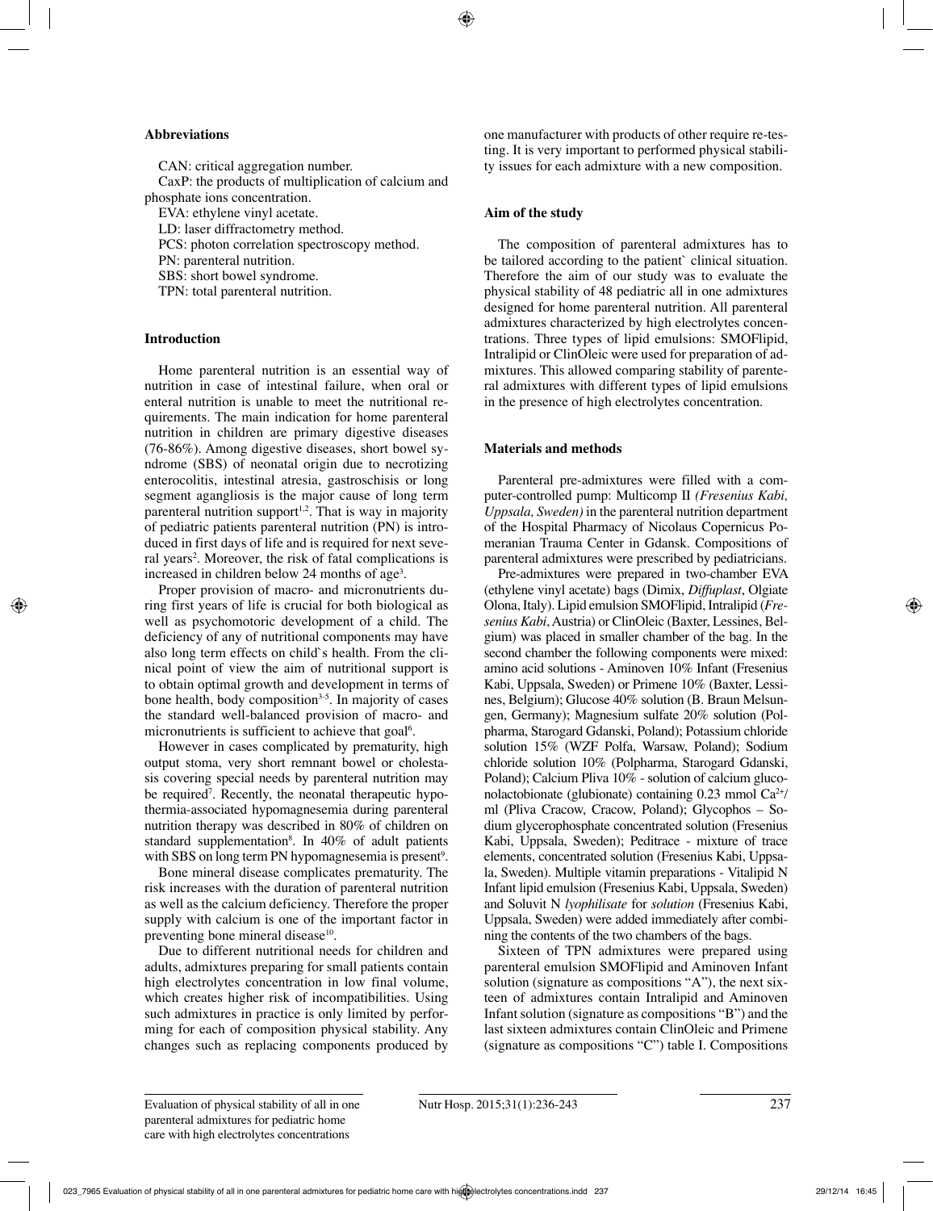### Abbreviations

CAN: critical aggregation number.
CaxP: the products of multiplication of calcium and phosphate ions concentration.
EVA: ethylene vinyl acetate.
LD: laser diffractometry method.
PCS: photon correlation spectroscopy method.
PN: parenteral nutrition.
SBS: short bowel syndrome.
TPN: total parenteral nutrition.

### Introduction

Home parenteral nutrition is an essential way of nutrition in case of intestinal failure, when oral or enteral nutrition is unable to meet the nutritional requirements. The main indication for home parenteral nutrition in children are primary digestive diseases (76-86%). Among digestive diseases, short bowel syndrome (SBS) of neonatal origin due to necrotizing enterocolitis, intestinal atresia, gastroschisis or long segment agangliosis is the major cause of long term parenteral nutrition support[1,2]. That is way in majority of pediatric patients parenteral nutrition (PN) is introduced in first days of life and is required for next several years[2]. Moreover, the risk of fatal complications is increased in children below 24 months of age[3].

Proper provision of macro- and micronutrients during first years of life is crucial for both biological as well as psychomotoric development of a child. The deficiency of any of nutritional components may have also long term effects on child`s health. From the clinical point of view the aim of nutritional support is to obtain optimal growth and development in terms of bone health, body composition[3-5]. In majority of cases the standard well-balanced provision of macro- and micronutrients is sufficient to achieve that goal[6].

However in cases complicated by prematurity, high output stoma, very short remnant bowel or cholestasis covering special needs by parenteral nutrition may be required[7]. Recently, the neonatal therapeutic hypothermia-associated hypomagnesemia during parenteral nutrition therapy was described in 80% of children on standard supplementation[8]. In 40% of adult patients with SBS on long term PN hypomagnesemia is present[9].

Bone mineral disease complicates prematurity. The risk increases with the duration of parenteral nutrition as well as the calcium deficiency. Therefore the proper supply with calcium is one of the important factor in preventing bone mineral disease[10].

Due to different nutritional needs for children and adults, admixtures preparing for small patients contain high electrolytes concentration in low final volume, which creates higher risk of incompatibilities. Using such admixtures in practice is only limited by performing for each of composition physical stability. Any changes such as replacing components produced by one manufacturer with products of other require re-testing. It is very important to performed physical stability issues for each admixture with a new composition.

### Aim of the study

The composition of parenteral admixtures has to be tailored according to the patient` clinical situation. Therefore the aim of our study was to evaluate the physical stability of 48 pediatric all in one admixtures designed for home parenteral nutrition. All parenteral admixtures characterized by high electrolytes concentrations. Three types of lipid emulsions: SMOFlipid, Intralipid or ClinOleic were used for preparation of admixtures. This allowed comparing stability of parenteral admixtures with different types of lipid emulsions in the presence of high electrolytes concentration.

### Materials and methods

Parenteral pre-admixtures were filled with a computer-controlled pump: Multicomp II *(Fresenius Kabi, Uppsala, Sweden)* in the parenteral nutrition department of the Hospital Pharmacy of Nicolaus Copernicus Pomeranian Trauma Center in Gdansk. Compositions of parenteral admixtures were prescribed by pediatricians.

Pre-admixtures were prepared in two-chamber EVA (ethylene vinyl acetate) bags (Dimix, *Diffuplast*, Olgiate Olona, Italy). Lipid emulsion SMOFlipid, Intralipid (*Fresenius Kabi*, Austria) or ClinOleic (Baxter, Lessines, Belgium) was placed in smaller chamber of the bag. In the second chamber the following components were mixed: amino acid solutions - Aminoven 10% Infant (Fresenius Kabi, Uppsala, Sweden) or Primene 10% (Baxter, Lessines, Belgium); Glucose 40% solution (B. Braun Melsungen, Germany); Magnesium sulfate 20% solution (Polpharma, Starogard Gdanski, Poland); Potassium chloride solution 15% (WZF Polfa, Warsaw, Poland); Sodium chloride solution 10% (Polpharma, Starogard Gdanski, Poland); Calcium Pliva 10% - solution of calcium gluconolactobionate (glubionate) containing 0.23 mmol $Ca^{2+}$/ml (Pliva Cracow, Cracow, Poland); Glycophos – Sodium glycerophosphate concentrated solution (Fresenius Kabi, Uppsala, Sweden); Peditrace - mixture of trace elements, concentrated solution (Fresenius Kabi, Uppsala, Sweden). Multiple vitamin preparations - Vitalipid N Infant lipid emulsion (Fresenius Kabi, Uppsala, Sweden) and Soluvit N *lyophilisate* for *solution* (Fresenius Kabi, Uppsala, Sweden) were added immediately after combining the contents of the two chambers of the bags.

Sixteen of TPN admixtures were prepared using parenteral emulsion SMOFlipid and Aminoven Infant solution (signature as compositions "A"), the next sixteen of admixtures contain Intralipid and Aminoven Infant solution (signature as compositions "B") and the last sixteen admixtures contain ClinOleic and Primene (signature as compositions "C") table I. Compositions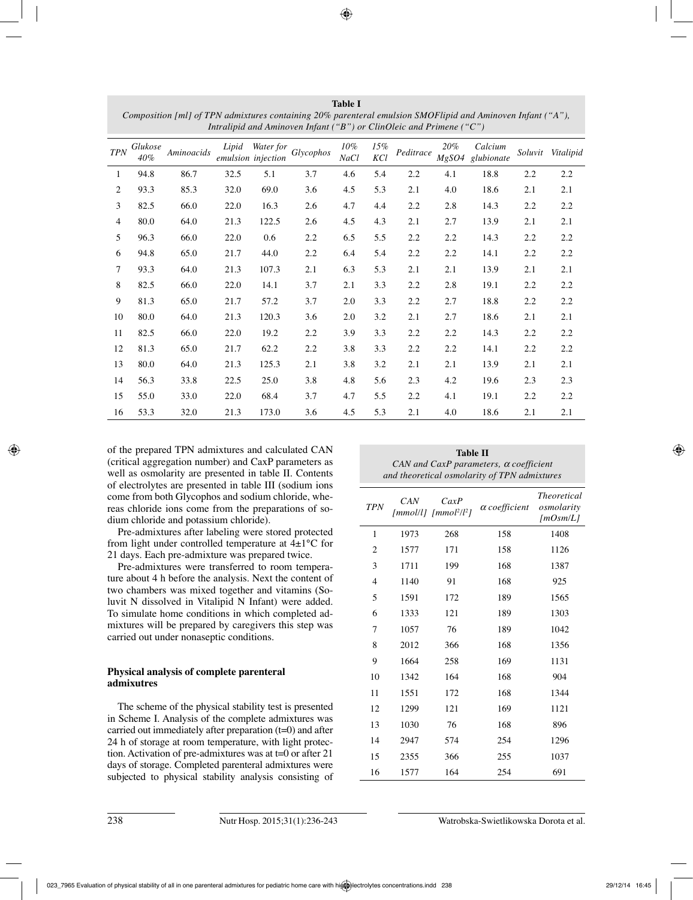**Table I**
*Composition [ml] of TPN admixtures containing 20% parenteral emulsion SMOFlipid and Aminoven Infant ("A"), Intralipid and Aminoven Infant ("B") or ClinOleic and Primene ("C")*

| TPN | Glukose 40% | Aminoacids | Lipid emulsion | Water for injection | Glycophos | 10% NaCl | 15% KCl | Peditrace | 20% MgSO4 | Calcium glubionate | Soluvit | Vitalipid |
|---|---|---|---|---|---|---|---|---|---|---|---|---|
| 1 | 94.8 | 86.7 | 32.5 | 5.1 | 3.7 | 4.6 | 5.4 | 2.2 | 4.1 | 18.8 | 2.2 | 2.2 |
| 2 | 93.3 | 85.3 | 32.0 | 69.0 | 3.6 | 4.5 | 5.3 | 2.1 | 4.0 | 18.6 | 2.1 | 2.1 |
| 3 | 82.5 | 66.0 | 22.0 | 16.3 | 2.6 | 4.7 | 4.4 | 2.2 | 2.8 | 14.3 | 2.2 | 2.2 |
| 4 | 80.0 | 64.0 | 21.3 | 122.5 | 2.6 | 4.5 | 4.3 | 2.1 | 2.7 | 13.9 | 2.1 | 2.1 |
| 5 | 96.3 | 66.0 | 22.0 | 0.6 | 2.2 | 6.5 | 5.5 | 2.2 | 2.2 | 14.3 | 2.2 | 2.2 |
| 6 | 94.8 | 65.0 | 21.7 | 44.0 | 2.2 | 6.4 | 5.4 | 2.2 | 2.2 | 14.1 | 2.2 | 2.2 |
| 7 | 93.3 | 64.0 | 21.3 | 107.3 | 2.1 | 6.3 | 5.3 | 2.1 | 2.1 | 13.9 | 2.1 | 2.1 |
| 8 | 82.5 | 66.0 | 22.0 | 14.1 | 3.7 | 2.1 | 3.3 | 2.2 | 2.8 | 19.1 | 2.2 | 2.2 |
| 9 | 81.3 | 65.0 | 21.7 | 57.2 | 3.7 | 2.0 | 3.3 | 2.2 | 2.7 | 18.8 | 2.2 | 2.2 |
| 10 | 80.0 | 64.0 | 21.3 | 120.3 | 3.6 | 2.0 | 3.2 | 2.1 | 2.7 | 18.6 | 2.1 | 2.1 |
| 11 | 82.5 | 66.0 | 22.0 | 19.2 | 2.2 | 3.9 | 3.3 | 2.2 | 2.2 | 14.3 | 2.2 | 2.2 |
| 12 | 81.3 | 65.0 | 21.7 | 62.2 | 2.2 | 3.8 | 3.3 | 2.2 | 2.2 | 14.1 | 2.2 | 2.2 |
| 13 | 80.0 | 64.0 | 21.3 | 125.3 | 2.1 | 3.8 | 3.2 | 2.1 | 2.1 | 13.9 | 2.1 | 2.1 |
| 14 | 56.3 | 33.8 | 22.5 | 25.0 | 3.8 | 4.8 | 5.6 | 2.3 | 4.2 | 19.6 | 2.3 | 2.3 |
| 15 | 55.0 | 33.0 | 22.0 | 68.4 | 3.7 | 4.7 | 5.5 | 2.2 | 4.1 | 19.1 | 2.2 | 2.2 |
| 16 | 53.3 | 32.0 | 21.3 | 173.0 | 3.6 | 4.5 | 5.3 | 2.1 | 4.0 | 18.6 | 2.1 | 2.1 |

of the prepared TPN admixtures and calculated CAN (critical aggregation number) and CaxP parameters as well as osmolarity are presented in table II. Contents of electrolytes are presented in table III (sodium ions come from both Glycophos and sodium chloride, whereas chloride ions come from the preparations of sodium chloride and potassium chloride).

Pre-admixtures after labeling were stored protected from light under controlled temperature at 4±1°C for 21 days. Each pre-admixture was prepared twice.

Pre-admixtures were transferred to room temperature about 4 h before the analysis. Next the content of two chambers was mixed together and vitamins (Soluvit N dissolved in Vitalipid N Infant) were added. To simulate home conditions in which completed admixtures will be prepared by caregivers this step was carried out under nonaseptic conditions.

### Physical analysis of complete parenteral admixutres

The scheme of the physical stability test is presented in Scheme I. Analysis of the complete admixtures was carried out immediately after preparation (t=0) and after 24 h of storage at room temperature, with light protection. Activation of pre-admixtures was at t=0 or after 21 days of storage. Completed parenteral admixtures were subjected to physical stability analysis consisting of

**Table II**
*CAN and CaxP parameters, α coefficient and theoretical osmolarity of TPN admixtures*

| TPN | CAN [mmol/l] | CaxP [$mmol^2/l^2$] | α coefficient | Theoretical osmolarity [mOsm/L] |
|---|---|---|---|---|
| 1 | 1973 | 268 | 158 | 1408 |
| 2 | 1577 | 171 | 158 | 1126 |
| 3 | 1711 | 199 | 168 | 1387 |
| 4 | 1140 | 91 | 168 | 925 |
| 5 | 1591 | 172 | 189 | 1565 |
| 6 | 1333 | 121 | 189 | 1303 |
| 7 | 1057 | 76 | 189 | 1042 |
| 8 | 2012 | 366 | 168 | 1356 |
| 9 | 1664 | 258 | 169 | 1131 |
| 10 | 1342 | 164 | 168 | 904 |
| 11 | 1551 | 172 | 168 | 1344 |
| 12 | 1299 | 121 | 169 | 1121 |
| 13 | 1030 | 76 | 168 | 896 |
| 14 | 2947 | 574 | 254 | 1296 |
| 15 | 2355 | 366 | 255 | 1037 |
| 16 | 1577 | 164 | 254 | 691 |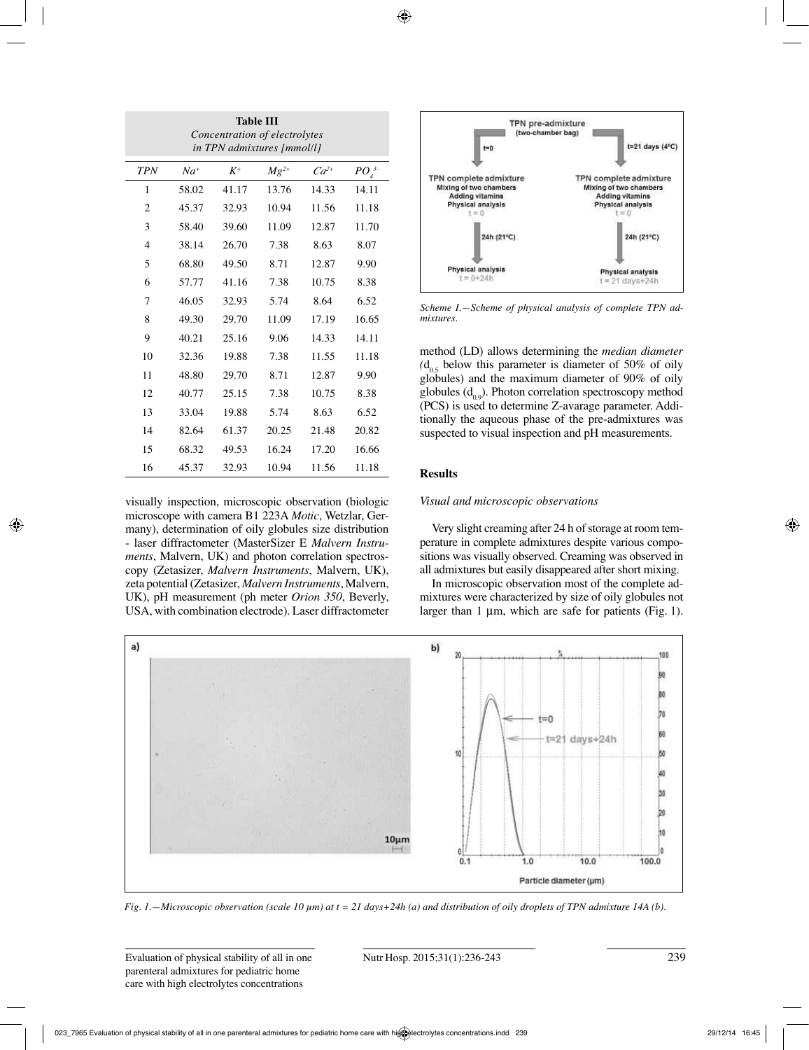| Table III<br>*Concentration of electrolytes in TPN admixtures [mmol/l]* | | | | | |
|---|---|---|---|---|---|
| *TPN* | $Na^+$ | $K^+$ | $Mg^{2+}$ | $Ca^{2+}$ | $PO_4^{3-}$ |
| 1 | 58.02 | 41.17 | 13.76 | 14.33 | 14.11 |
| 2 | 45.37 | 32.93 | 10.94 | 11.56 | 11.18 |
| 3 | 58.40 | 39.60 | 11.09 | 12.87 | 11.70 |
| 4 | 38.14 | 26.70 | 7.38 | 8.63 | 8.07 |
| 5 | 68.80 | 49.50 | 8.71 | 12.87 | 9.90 |
| 6 | 57.77 | 41.16 | 7.38 | 10.75 | 8.38 |
| 7 | 46.05 | 32.93 | 5.74 | 8.64 | 6.52 |
| 8 | 49.30 | 29.70 | 11.09 | 17.19 | 16.65 |
| 9 | 40.21 | 25.16 | 9.06 | 14.33 | 14.11 |
| 10 | 32.36 | 19.88 | 7.38 | 11.55 | 11.18 |
| 11 | 48.80 | 29.70 | 8.71 | 12.87 | 9.90 |
| 12 | 40.77 | 25.15 | 7.38 | 10.75 | 8.38 |
| 13 | 33.04 | 19.88 | 5.74 | 8.63 | 6.52 |
| 14 | 82.64 | 61.37 | 20.25 | 21.48 | 20.82 |
| 15 | 68.32 | 49.53 | 16.24 | 17.20 | 16.66 |
| 16 | 45.37 | 32.93 | 10.94 | 11.56 | 11.18 |

visually inspection, microscopic observation (biologic microscope with camera B1 223A *Motic*, Wetzlar, Germany), determination of oily globules size distribution - laser diffractometer (MasterSizer E *Malvern Instruments*, Malvern, UK) and photon correlation spectroscopy (Zetasizer, *Malvern Instruments*, Malvern, UK), zeta potential (Zetasizer, *Malvern Instruments*, Malvern, UK), pH measurement (ph meter *Orion 350*, Beverly, USA, with combination electrode). Laser diffractometer method (LD) allows determining the *median diameter* ($d_{0.5}$ below this parameter is diameter of 50% of oily globules) and the maximum diameter of 90% of oily globules ($d_{0.9}$). Photon correlation spectroscopy method (PCS) is used to determine Z-avarage parameter. Additionally the aqueous phase of the pre-admixtures was suspected to visual inspection and pH measurements.

*Scheme I.—Scheme of physical analysis of complete TPN admixtures.*

## Results

### *Visual and microscopic observations*

Very slight creaming after 24 h of storage at room temperature in complete admixtures despite various compositions was visually observed. Creaming was observed in all admixtures but easily disappeared after short mixing.

In microscopic observation most of the complete admixtures were characterized by size of oily globules not larger than 1 µm, which are safe for patients (Fig. 1).

*Fig. 1.—Microscopic observation (scale 10 µm) at t = 21 days+24h (a) and distribution of oily droplets of TPN admixture 14A (b).*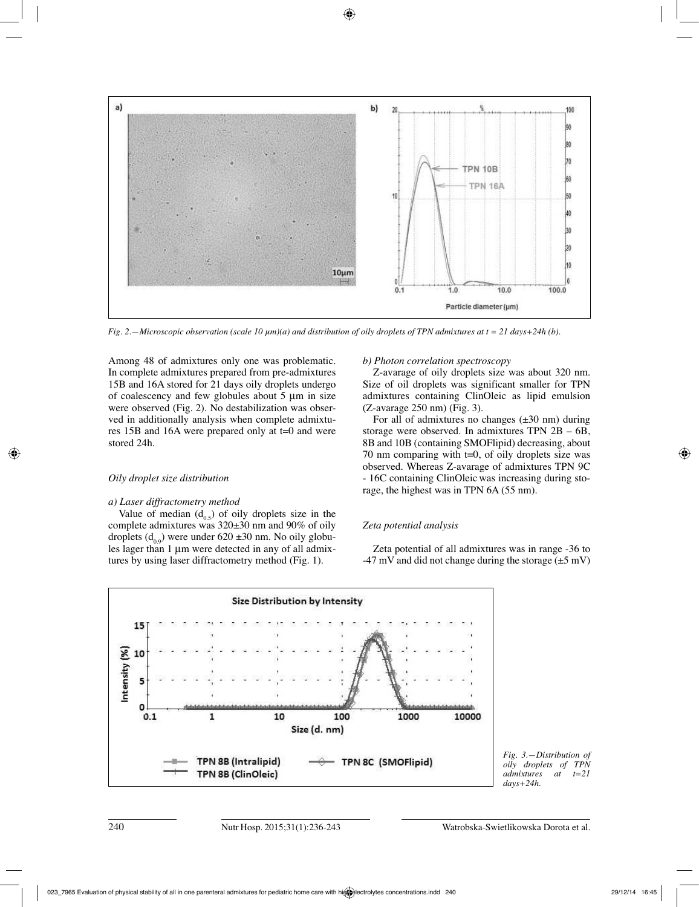Fig. 2.—Microscopic observation (scale 10 µm)(a) and distribution of oily droplets of TPN admixtures at t = 21 days+24h (b).

Among 48 of admixtures only one was problematic. In complete admixtures prepared from pre-admixtures 15B and 16A stored for 21 days oily droplets undergo of coalescency and few globules about 5 µm in size were observed (Fig. 2). No destabilization was observed in additionally analysis when complete admixtures 15B and 16A were prepared only at t=0 and were stored 24h.

### Oily droplet size distribution

*a) Laser diffractometry method*

Value of median ($d_{0.5}$) of oily droplets size in the complete admixtures was 320±30 nm and 90% of oily droplets ($d_{0.9}$) were under 620 ±30 nm. No oily globules lager than 1 µm were detected in any of all admixtures by using laser diffractometry method (Fig. 1).

*b) Photon correlation spectroscopy*

Z-avarage of oily droplets size was about 320 nm. Size of oil droplets was significant smaller for TPN admixtures containing ClinOleic as lipid emulsion (Z-avarage 250 nm) (Fig. 3).

For all of admixtures no changes (±30 nm) during storage were observed. In admixtures TPN 2B – 6B, 8B and 10B (containing SMOFlipid) decreasing, about 70 nm comparing with t=0, of oily droplets size was observed. Whereas Z-avarage of admixtures TPN 9C - 16C containing ClinOleic was increasing during storage, the highest was in TPN 6A (55 nm).

### Zeta potential analysis

Zeta potential of all admixtures was in range -36 to -47 mV and did not change during the storage (±5 mV)

Fig. 3.—Distribution of oily droplets of TPN admixtures at t=21 days+24h.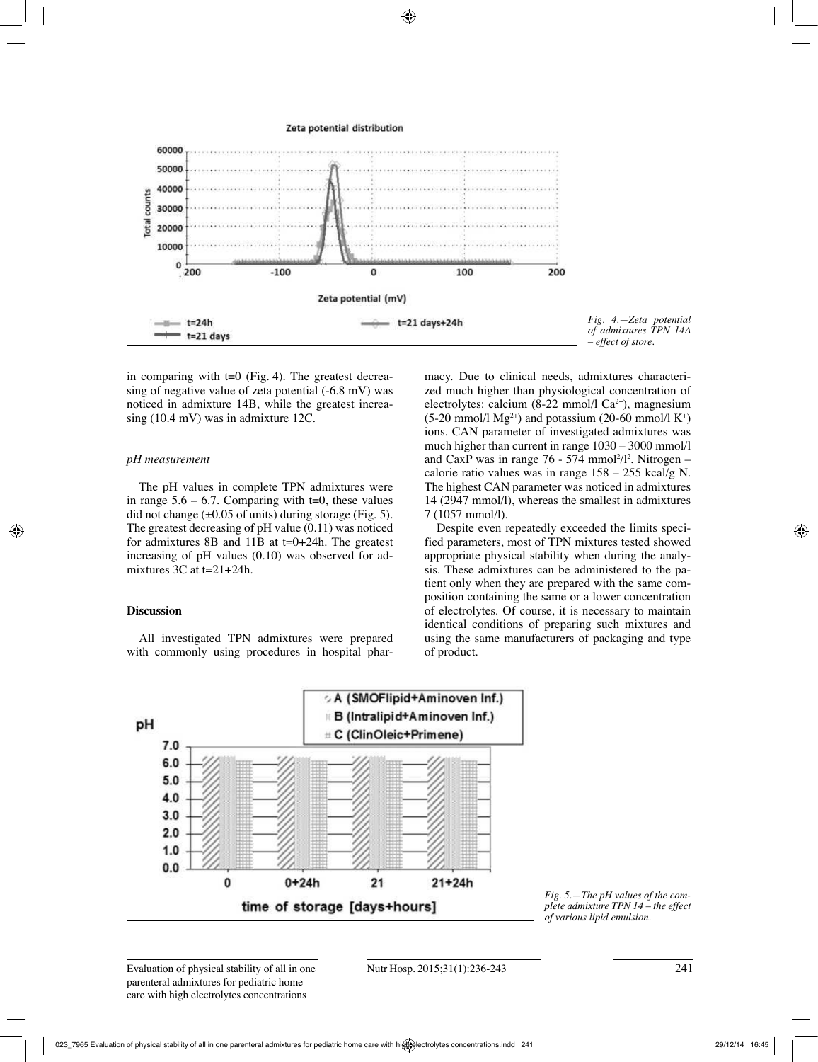*Fig. 4.—Zeta potential of admixtures TPN 14A – effect of store.*

in comparing with t=0 (Fig. 4). The greatest decreasing of negative value of zeta potential (-6.8 mV) was noticed in admixture 14B, while the greatest increasing (10.4 mV) was in admixture 12C.

### *pH measurement*

The pH values in complete TPN admixtures were in range 5.6 – 6.7. Comparing with t=0, these values did not change (±0.05 of units) during storage (Fig. 5). The greatest decreasing of pH value (0.11) was noticed for admixtures 8B and 11B at t=0+24h. The greatest increasing of pH values (0.10) was observed for admixtures 3C at t=21+24h.

## Discussion

All investigated TPN admixtures were prepared with commonly using procedures in hospital pharmacy. Due to clinical needs, admixtures characterized much higher than physiological concentration of electrolytes: calcium (8-22 mmol/l $Ca^{2+}$), magnesium (5-20 mmol/l $Mg^{2+}$) and potassium (20-60 mmol/l $K^{+}$) ions. CAN parameter of investigated admixtures was much higher than current in range 1030 – 3000 mmol/l and CaxP was in range 76 - 574 mmol$^2$/l$^2$. Nitrogen – calorie ratio values was in range 158 – 255 kcal/g N. The highest CAN parameter was noticed in admixtures 14 (2947 mmol/l), whereas the smallest in admixtures 7 (1057 mmol/l).

Despite even repeatedly exceeded the limits specified parameters, most of TPN mixtures tested showed appropriate physical stability when during the analysis. These admixtures can be administered to the patient only when they are prepared with the same composition containing the same or a lower concentration of electrolytes. Of course, it is necessary to maintain identical conditions of preparing such mixtures and using the same manufacturers of packaging and type of product.

*Fig. 5.—The pH values of the complete admixture TPN 14 – the effect of various lipid emulsion.*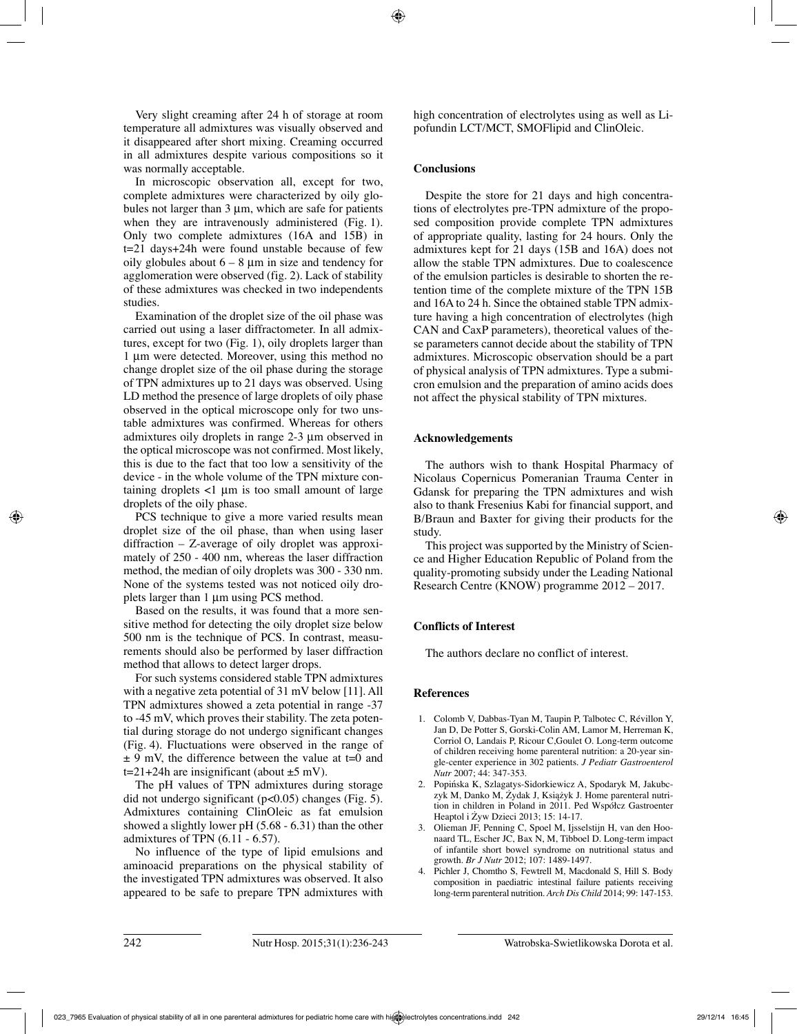Very slight creaming after 24 h of storage at room temperature all admixtures was visually observed and it disappeared after short mixing. Creaming occurred in all admixtures despite various compositions so it was normally acceptable.

In microscopic observation all, except for two, complete admixtures were characterized by oily globules not larger than 3 µm, which are safe for patients when they are intravenously administered (Fig. 1). Only two complete admixtures (16A and 15B) in t=21 days+24h were found unstable because of few oily globules about 6 – 8 µm in size and tendency for agglomeration were observed (fig. 2). Lack of stability of these admixtures was checked in two independents studies.

Examination of the droplet size of the oil phase was carried out using a laser diffractometer. In all admixtures, except for two (Fig. 1), oily droplets larger than 1 µm were detected. Moreover, using this method no change droplet size of the oil phase during the storage of TPN admixtures up to 21 days was observed. Using LD method the presence of large droplets of oily phase observed in the optical microscope only for two unstable admixtures was confirmed. Whereas for others admixtures oily droplets in range 2-3 µm observed in the optical microscope was not confirmed. Most likely, this is due to the fact that too low a sensitivity of the device - in the whole volume of the TPN mixture containing droplets <1 µm is too small amount of large droplets of the oily phase.

PCS technique to give a more varied results mean droplet size of the oil phase, than when using laser diffraction – Z-average of oily droplet was approximately of 250 - 400 nm, whereas the laser diffraction method, the median of oily droplets was 300 - 330 nm. None of the systems tested was not noticed oily droplets larger than 1 µm using PCS method.

Based on the results, it was found that a more sensitive method for detecting the oily droplet size below 500 nm is the technique of PCS. In contrast, measurements should also be performed by laser diffraction method that allows to detect larger drops.

For such systems considered stable TPN admixtures with a negative zeta potential of 31 mV below [11]. All TPN admixtures showed a zeta potential in range -37 to -45 mV, which proves their stability. The zeta potential during storage do not undergo significant changes (Fig. 4). Fluctuations were observed in the range of ± 9 mV, the difference between the value at t=0 and t=21+24h are insignificant (about ±5 mV).

The pH values of TPN admixtures during storage did not undergo significant ($p<0.05$) changes (Fig. 5). Admixtures containing ClinOleic as fat emulsion showed a slightly lower pH (5.68 - 6.31) than the other admixtures of TPN (6.11 - 6.57).

No influence of the type of lipid emulsions and aminoacid preparations on the physical stability of the investigated TPN admixtures was observed. It also appeared to be safe to prepare TPN admixtures with high concentration of electrolytes using as well as Lipofundin LCT/MCT, SMOFlipid and ClinOleic.

## Conclusions

Despite the store for 21 days and high concentrations of electrolytes pre-TPN admixture of the proposed composition provide complete TPN admixtures of appropriate quality, lasting for 24 hours. Only the admixtures kept for 21 days (15B and 16A) does not allow the stable TPN admixtures. Due to coalescence of the emulsion particles is desirable to shorten the retention time of the complete mixture of the TPN 15B and 16A to 24 h. Since the obtained stable TPN admixture having a high concentration of electrolytes (high CAN and CaxP parameters), theoretical values of these parameters cannot decide about the stability of TPN admixtures. Microscopic observation should be a part of physical analysis of TPN admixtures. Type a submicron emulsion and the preparation of amino acids does not affect the physical stability of TPN mixtures.

## Acknowledgements

The authors wish to thank Hospital Pharmacy of Nicolaus Copernicus Pomeranian Trauma Center in Gdansk for preparing the TPN admixtures and wish also to thank Fresenius Kabi for financial support, and B/Braun and Baxter for giving their products for the study.

This project was supported by the Ministry of Science and Higher Education Republic of Poland from the quality-promoting subsidy under the Leading National Research Centre (KNOW) programme 2012 – 2017.

## Conflicts of Interest

The authors declare no conflict of interest.

## References

1. Colomb V, Dabbas-Tyan M, Taupin P, Talbotec C, Révillon Y, Jan D, De Potter S, Gorski-Colin AM, Lamor M, Herreman K, Corriol O, Landais P, Ricour C,Goulet O. Long-term outcome of children receiving home parenteral nutrition: a 20-year single-center experience in 302 patients. *J Pediatr Gastroenterol Nutr* 2007; 44: 347-353.
2. Popińska K, Szlagatys-Sidorkiewicz A, Spodaryk M, Jakubczyk M, Danko M, Żydak J, Książyk J. Home parenteral nutrition in children in Poland in 2011. Ped Współcz Gastroenter Heaptol i Żyw Dzieci 2013; 15: 14-17.
3. Olieman JF, Penning C, Spoel M, Ijsselstijn H, van den Hoonaard TL, Escher JC, Bax N, M, Tibboel D. Long-term impact of infantile short bowel syndrome on nutritional status and growth. *Br J Nutr* 2012; 107: 1489-1497.
4. Pichler J, Chomtho S, Fewtrell M, Macdonald S, Hill S. Body composition in paediatric intestinal failure patients receiving long-term parenteral nutrition. *Arch Dis Child* 2014; 99: 147-153.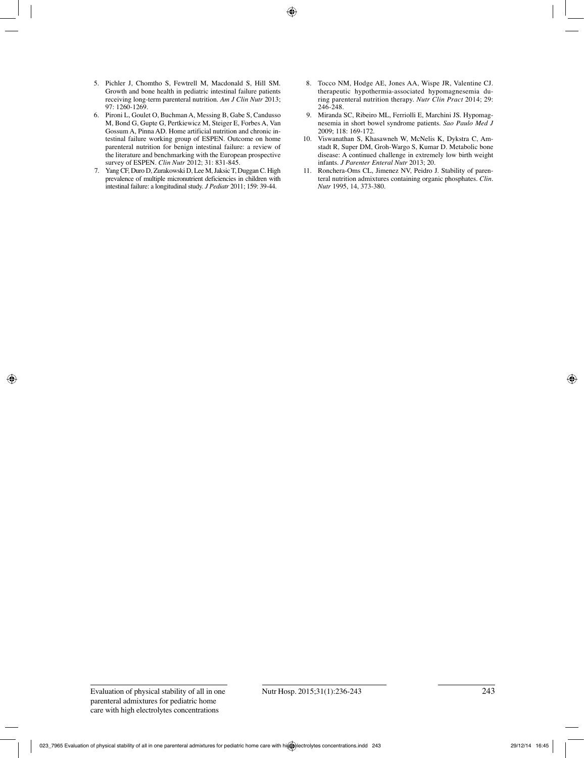5. Pichler J, Chomtho S, Fewtrell M, Macdonald S, Hill SM. Growth and bone health in pediatric intestinal failure patients receiving long-term parenteral nutrition. *Am J Clin Nutr* 2013; 97: 1260-1269.
6. Pironi L, Goulet O, Buchman A, Messing B, Gabe S, Candusso M, Bond G, Gupte G, Pertkiewicz M, Steiger E, Forbes A, Van Gossum A, Pinna AD. Home artificial nutrition and chronic intestinal failure working group of ESPEN. Outcome on home parenteral nutrition for benign intestinal failure: a review of the literature and benchmarking with the European prospective survey of ESPEN. *Clin Nutr* 2012; 31: 831-845.
7. Yang CF, Duro D, Zurakowski D, Lee M, Jaksic T, Duggan C. High prevalence of multiple micronutrient deficiencies in children with intestinal failure: a longitudinal study. *J Pediatr* 2011; 159: 39-44.
8. Tocco NM, Hodge AE, Jones AA, Wispe JR, Valentine CJ. therapeutic hypothermia-associated hypomagnesemia during parenteral nutrition therapy. *Nutr Clin Pract* 2014; 29: 246-248.
9. Miranda SC, Ribeiro ML, Ferriolli E, Marchini JS. Hypomagnesemia in short bowel syndrome patients. *Sao Paulo Med J* 2009; 118: 169-172.
10. Viswanathan S, Khasawneh W, McNelis K, Dykstra C, Amstadt R, Super DM, Groh-Wargo S, Kumar D. Metabolic bone disease: A continued challenge in extremely low birth weight infants. *J Parenter Enteral Nutr* 2013; 20.
11. Ronchera-Oms CL, Jimenez NV, Peidro J. Stability of parenteral nutrition admixtures containing organic phosphates. *Clin. Nutr* 1995, 14, 373-380.